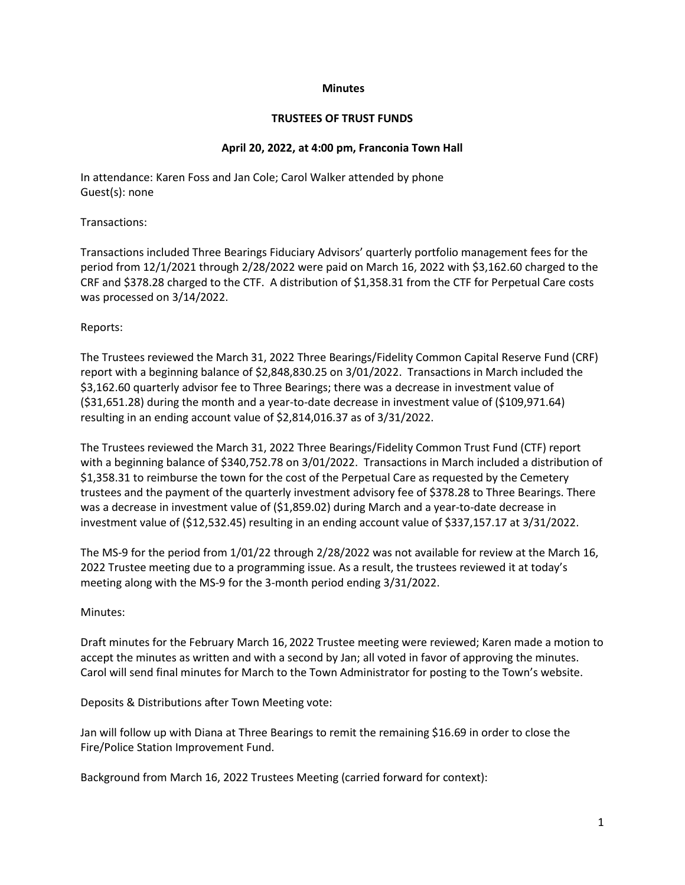**Minutes**

**TRUSTEES OF TRUST FUNDS**

**April 20, 2022, at 4:00 pm, Franconia Town Hall**

In attendance: Karen Foss and Jan Cole; Carol Walker attended by phone
Guest(s): none

Transactions:

Transactions included Three Bearings Fiduciary Advisors' quarterly portfolio management fees for the period from 12/1/2021 through 2/28/2022 were paid on March 16, 2022 with $3,162.60 charged to the CRF and $378.28 charged to the CTF. A distribution of $1,358.31 from the CTF for Perpetual Care costs was processed on 3/14/2022.

Reports:

The Trustees reviewed the March 31, 2022 Three Bearings/Fidelity Common Capital Reserve Fund (CRF) report with a beginning balance of $2,848,830.25 on 3/01/2022. Transactions in March included the $3,162.60 quarterly advisor fee to Three Bearings; there was a decrease in investment value of ($31,651.28) during the month and a year-to-date decrease in investment value of ($109,971.64) resulting in an ending account value of $2,814,016.37 as of 3/31/2022.

The Trustees reviewed the March 31, 2022 Three Bearings/Fidelity Common Trust Fund (CTF) report with a beginning balance of $340,752.78 on 3/01/2022. Transactions in March included a distribution of $1,358.31 to reimburse the town for the cost of the Perpetual Care as requested by the Cemetery trustees and the payment of the quarterly investment advisory fee of $378.28 to Three Bearings. There was a decrease in investment value of ($1,859.02) during March and a year-to-date decrease in investment value of ($12,532.45) resulting in an ending account value of $337,157.17 at 3/31/2022.

The MS-9 for the period from 1/01/22 through 2/28/2022 was not available for review at the March 16, 2022 Trustee meeting due to a programming issue. As a result, the trustees reviewed it at today's meeting along with the MS-9 for the 3-month period ending 3/31/2022.

Minutes:

Draft minutes for the February March 16, 2022 Trustee meeting were reviewed; Karen made a motion to accept the minutes as written and with a second by Jan; all voted in favor of approving the minutes. Carol will send final minutes for March to the Town Administrator for posting to the Town's website.

Deposits & Distributions after Town Meeting vote:

Jan will follow up with Diana at Three Bearings to remit the remaining $16.69 in order to close the Fire/Police Station Improvement Fund.

Background from March 16, 2022 Trustees Meeting (carried forward for context):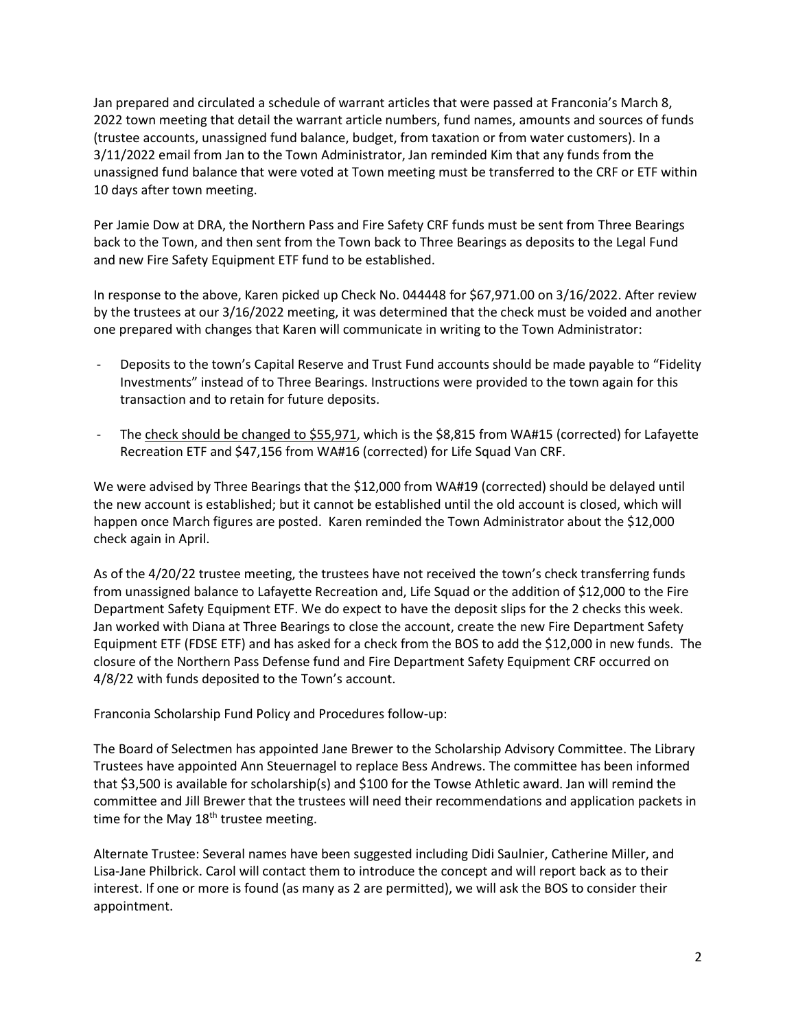Jan prepared and circulated a schedule of warrant articles that were passed at Franconia's March 8, 2022 town meeting that detail the warrant article numbers, fund names, amounts and sources of funds (trustee accounts, unassigned fund balance, budget, from taxation or from water customers). In a 3/11/2022 email from Jan to the Town Administrator, Jan reminded Kim that any funds from the unassigned fund balance that were voted at Town meeting must be transferred to the CRF or ETF within 10 days after town meeting.

Per Jamie Dow at DRA, the Northern Pass and Fire Safety CRF funds must be sent from Three Bearings back to the Town, and then sent from the Town back to Three Bearings as deposits to the Legal Fund and new Fire Safety Equipment ETF fund to be established.

In response to the above, Karen picked up Check No. 044448 for $67,971.00 on 3/16/2022. After review by the trustees at our 3/16/2022 meeting, it was determined that the check must be voided and another one prepared with changes that Karen will communicate in writing to the Town Administrator:

- Deposits to the town's Capital Reserve and Trust Fund accounts should be made payable to "Fidelity Investments" instead of to Three Bearings. Instructions were provided to the town again for this transaction and to retain for future deposits.
- The <u>check should be changed to $55,971</u>, which is the $8,815 from WA#15 (corrected) for Lafayette Recreation ETF and $47,156 from WA#16 (corrected) for Life Squad Van CRF.

We were advised by Three Bearings that the $12,000 from WA#19 (corrected) should be delayed until the new account is established; but it cannot be established until the old account is closed, which will happen once March figures are posted. Karen reminded the Town Administrator about the $12,000 check again in April.

As of the 4/20/22 trustee meeting, the trustees have not received the town's check transferring funds from unassigned balance to Lafayette Recreation and, Life Squad or the addition of $12,000 to the Fire Department Safety Equipment ETF. We do expect to have the deposit slips for the 2 checks this week. Jan worked with Diana at Three Bearings to close the account, create the new Fire Department Safety Equipment ETF (FDSE ETF) and has asked for a check from the BOS to add the $12,000 in new funds. The closure of the Northern Pass Defense fund and Fire Department Safety Equipment CRF occurred on 4/8/22 with funds deposited to the Town's account.

Franconia Scholarship Fund Policy and Procedures follow-up:

The Board of Selectmen has appointed Jane Brewer to the Scholarship Advisory Committee. The Library Trustees have appointed Ann Steuernagel to replace Bess Andrews. The committee has been informed that $3,500 is available for scholarship(s) and $100 for the Towse Athletic award. Jan will remind the committee and Jill Brewer that the trustees will need their recommendations and application packets in time for the May 18th trustee meeting.

Alternate Trustee: Several names have been suggested including Didi Saulnier, Catherine Miller, and Lisa-Jane Philbrick. Carol will contact them to introduce the concept and will report back as to their interest. If one or more is found (as many as 2 are permitted), we will ask the BOS to consider their appointment.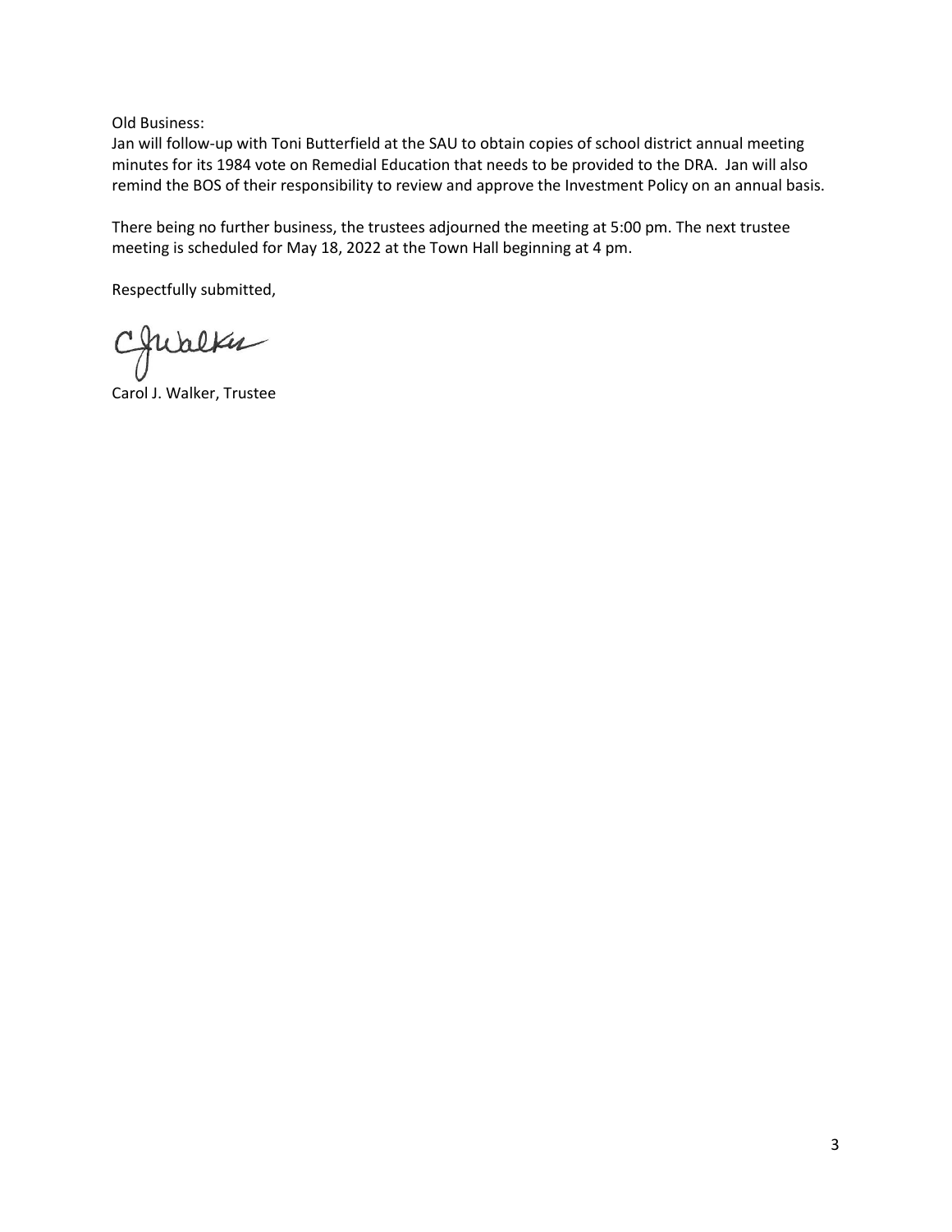Old Business:
Jan will follow-up with Toni Butterfield at the SAU to obtain copies of school district annual meeting minutes for its 1984 vote on Remedial Education that needs to be provided to the DRA. Jan will also remind the BOS of their responsibility to review and approve the Investment Policy on an annual basis.

There being no further business, the trustees adjourned the meeting at 5:00 pm. The next trustee meeting is scheduled for May 18, 2022 at the Town Hall beginning at 4 pm.

Respectfully submitted,

CJWalker

Carol J. Walker, Trustee